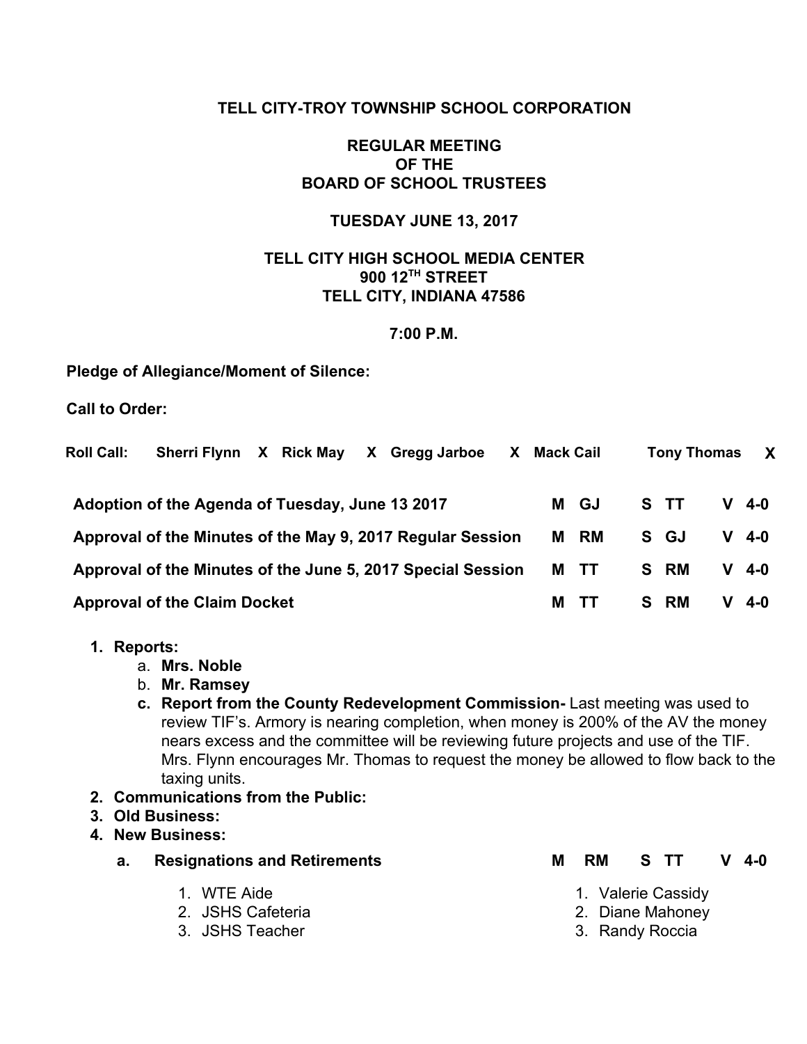**TELL CITY-TROY TOWNSHIP SCHOOL CORPORATION**

**REGULAR MEETING**
**OF THE**
**BOARD OF SCHOOL TRUSTEES**

**TUESDAY JUNE 13, 2017**

**TELL CITY HIGH SCHOOL MEDIA CENTER**
**900 12TH STREET**
**TELL CITY, INDIANA 47586**

**7:00 P.M.**

**Pledge of Allegiance/Moment of Silence:**

**Call to Order:**

**Roll Call:** **Sherri Flynn X Rick May X Gregg Jarboe X Mack Cail Tony Thomas X**

| | | | |
|---|---|---|---|
| **Adoption of the Agenda of Tuesday, June 13 2017** | **M GJ** | **S TT** | **V 4-0** |
| **Approval of the Minutes of the May 9, 2017 Regular Session** | **M RM** | **S GJ** | **V 4-0** |
| **Approval of the Minutes of the June 5, 2017 Special Session** | **M TT** | **S RM** | **V 4-0** |
| **Approval of the Claim Docket** | **M TT** | **S RM** | **V 4-0** |

1. **Reports:**
   a. **Mrs. Noble**
   b. **Mr. Ramsey**
   c. **Report from the County Redevelopment Commission-** Last meeting was used to review TIF's. Armory is nearing completion, when money is 200% of the AV the money nears excess and the committee will be reviewing future projects and use of the TIF. Mrs. Flynn encourages Mr. Thomas to request the money be allowed to flow back to the taxing units.
2. **Communications from the Public:**
3. **Old Business:**
4. **New Business:**
   a. **Resignations and Retirements** **M RM S TT V 4-0**

| | |
|---|---|
| 1. WTE Aide | 1. Valerie Cassidy |
| 2. JSHS Cafeteria | 2. Diane Mahoney |
| 3. JSHS Teacher | 3. Randy Roccia |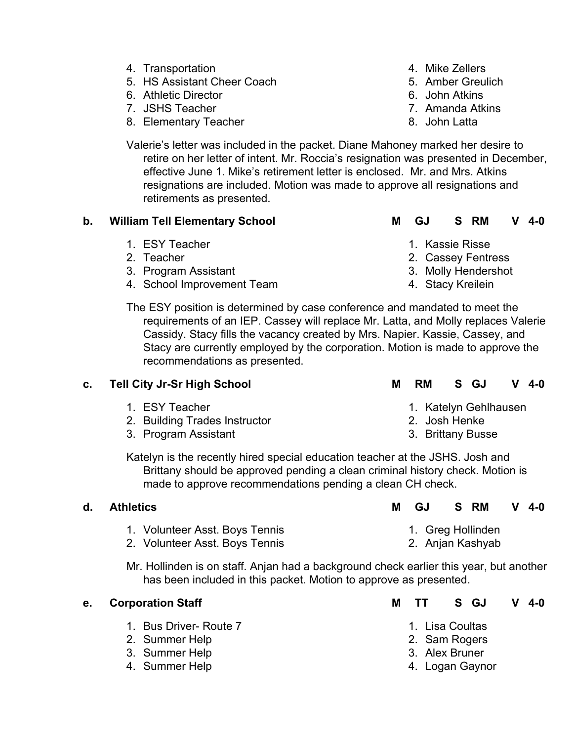4. Transportation — 4. Mike Zellers
5. HS Assistant Cheer Coach — 5. Amber Greulich
6. Athletic Director — 6. John Atkins
7. JSHS Teacher — 7. Amanda Atkins
8. Elementary Teacher — 8. John Latta

Valerie's letter was included in the packet. Diane Mahoney marked her desire to retire on her letter of intent. Mr. Roccia's resignation was presented in December, effective June 1. Mike's retirement letter is enclosed. Mr. and Mrs. Atkins resignations are included. Motion was made to approve all resignations and retirements as presented.

**b. William Tell Elementary School** **M GJ S RM V 4-0**

1. ESY Teacher — 1. Kassie Risse
2. Teacher — 2. Cassey Fentress
3. Program Assistant — 3. Molly Hendershot
4. School Improvement Team — 4. Stacy Kreilein

The ESY position is determined by case conference and mandated to meet the requirements of an IEP. Cassey will replace Mr. Latta, and Molly replaces Valerie Cassidy. Stacy fills the vacancy created by Mrs. Napier. Kassie, Cassey, and Stacy are currently employed by the corporation. Motion is made to approve the recommendations as presented.

**c. Tell City Jr-Sr High School** **M RM S GJ V 4-0**

1. ESY Teacher — 1. Katelyn Gehlhausen
2. Building Trades Instructor — 2. Josh Henke
3. Program Assistant — 3. Brittany Busse

Katelyn is the recently hired special education teacher at the JSHS. Josh and Brittany should be approved pending a clean criminal history check. Motion is made to approve recommendations pending a clean CH check.

**d. Athletics** **M GJ S RM V 4-0**

1. Volunteer Asst. Boys Tennis — 1. Greg Hollinden
2. Volunteer Asst. Boys Tennis — 2. Anjan Kashyab

Mr. Hollinden is on staff. Anjan had a background check earlier this year, but another has been included in this packet. Motion to approve as presented.

**e. Corporation Staff** **M TT S GJ V 4-0**

1. Bus Driver- Route 7 — 1. Lisa Coultas
2. Summer Help — 2. Sam Rogers
3. Summer Help — 3. Alex Bruner
4. Summer Help — 4. Logan Gaynor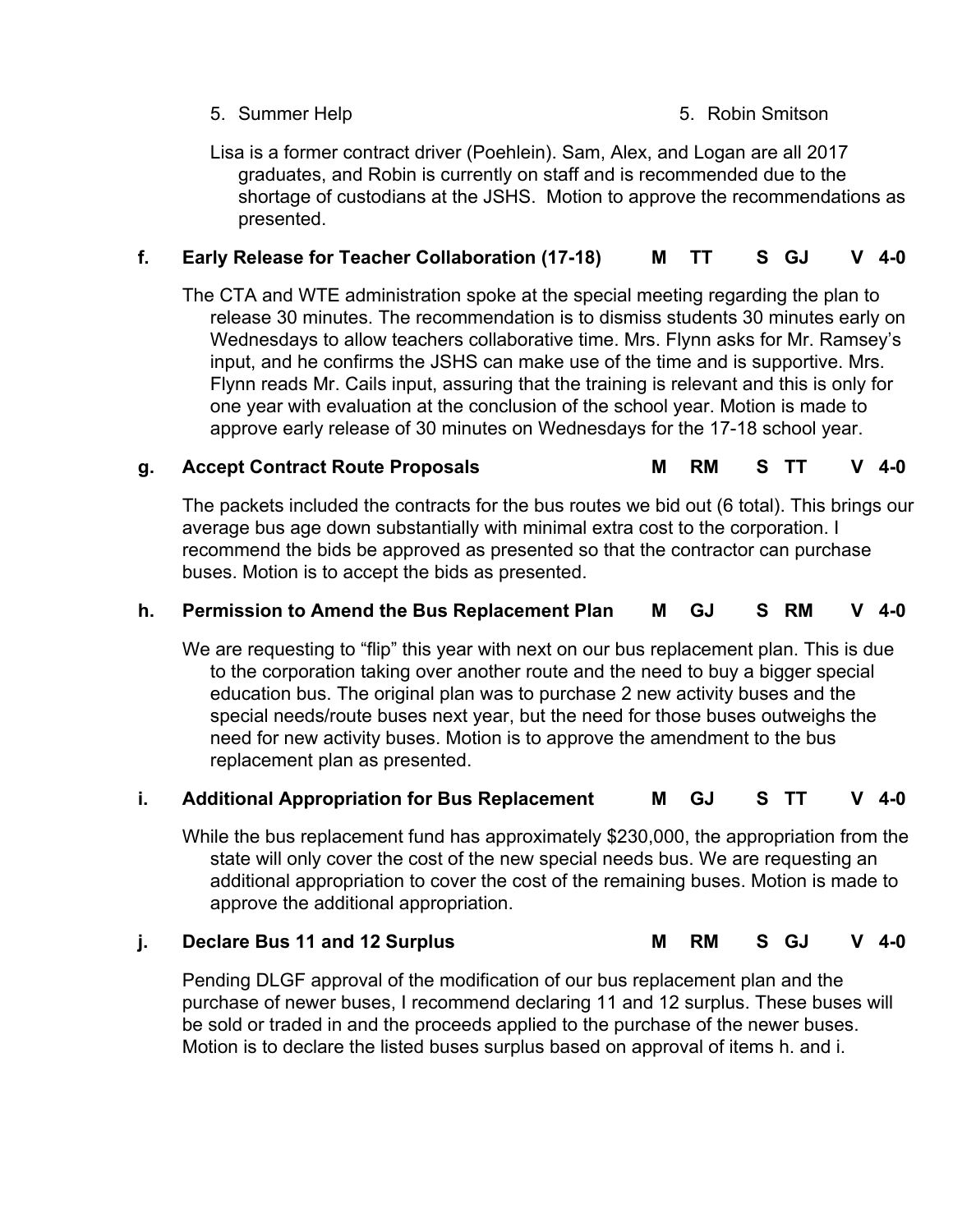5. Summer Help 5. Robin Smitson

Lisa is a former contract driver (Poehlein). Sam, Alex, and Logan are all 2017 graduates, and Robin is currently on staff and is recommended due to the shortage of custodians at the JSHS. Motion to approve the recommendations as presented.

**f. Early Release for Teacher Collaboration (17-18) M TT S GJ V 4-0**

The CTA and WTE administration spoke at the special meeting regarding the plan to release 30 minutes. The recommendation is to dismiss students 30 minutes early on Wednesdays to allow teachers collaborative time. Mrs. Flynn asks for Mr. Ramsey's input, and he confirms the JSHS can make use of the time and is supportive. Mrs. Flynn reads Mr. Cails input, assuring that the training is relevant and this is only for one year with evaluation at the conclusion of the school year. Motion is made to approve early release of 30 minutes on Wednesdays for the 17-18 school year.

**g. Accept Contract Route Proposals M RM S TT V 4-0**

The packets included the contracts for the bus routes we bid out (6 total). This brings our average bus age down substantially with minimal extra cost to the corporation. I recommend the bids be approved as presented so that the contractor can purchase buses. Motion is to accept the bids as presented.

**h. Permission to Amend the Bus Replacement Plan M GJ S RM V 4-0**

We are requesting to "flip" this year with next on our bus replacement plan. This is due to the corporation taking over another route and the need to buy a bigger special education bus. The original plan was to purchase 2 new activity buses and the special needs/route buses next year, but the need for those buses outweighs the need for new activity buses. Motion is to approve the amendment to the bus replacement plan as presented.

**i. Additional Appropriation for Bus Replacement M GJ S TT V 4-0**

While the bus replacement fund has approximately $230,000, the appropriation from the state will only cover the cost of the new special needs bus. We are requesting an additional appropriation to cover the cost of the remaining buses. Motion is made to approve the additional appropriation.

**j. Declare Bus 11 and 12 Surplus M RM S GJ V 4-0**

Pending DLGF approval of the modification of our bus replacement plan and the purchase of newer buses, I recommend declaring 11 and 12 surplus. These buses will be sold or traded in and the proceeds applied to the purchase of the newer buses. Motion is to declare the listed buses surplus based on approval of items h. and i.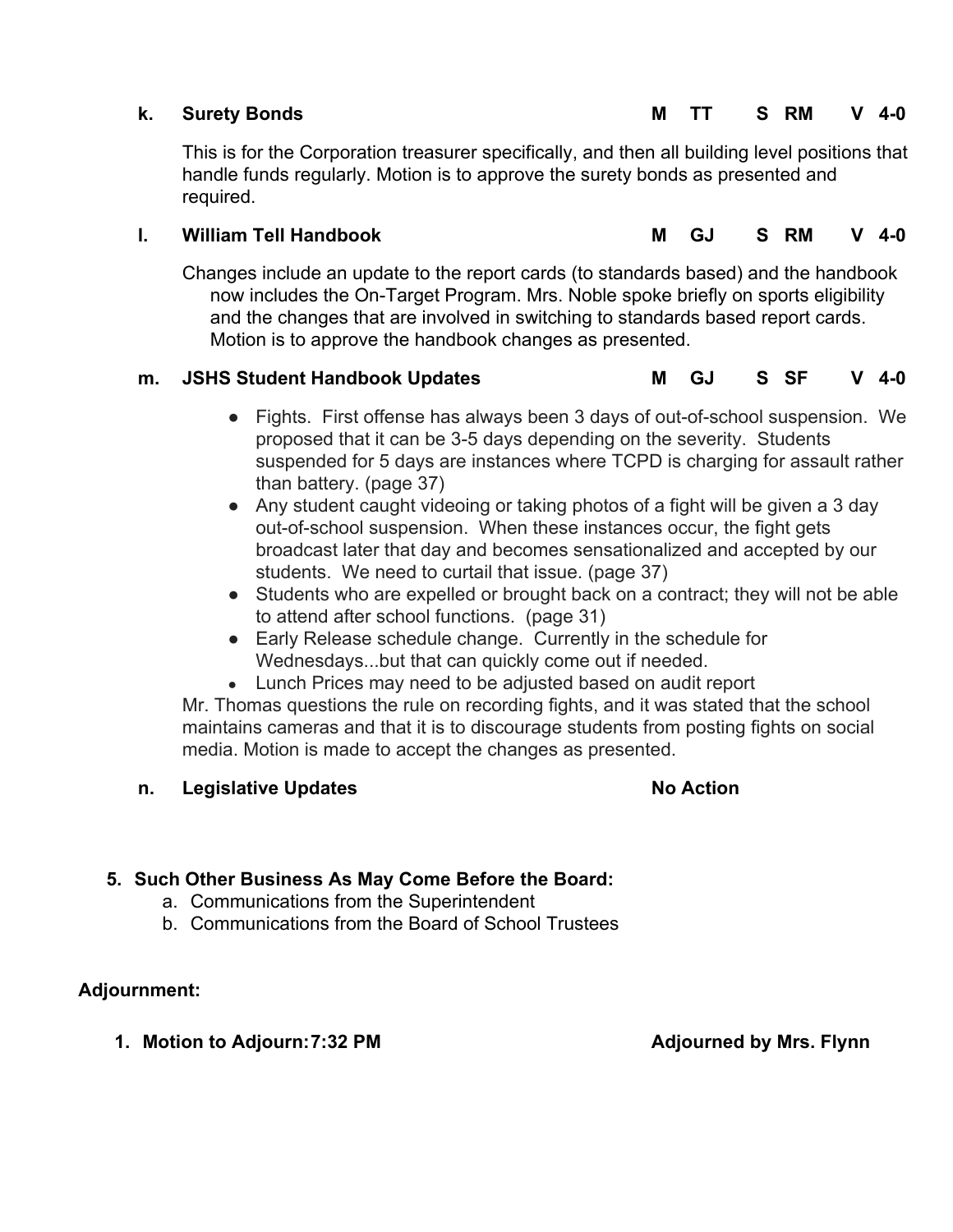**k. Surety Bonds** **M** TT **S** RM **V** 4-0

This is for the Corporation treasurer specifically, and then all building level positions that handle funds regularly. Motion is to approve the surety bonds as presented and required.

**l. William Tell Handbook** **M** GJ **S** RM **V** 4-0

Changes include an update to the report cards (to standards based) and the handbook now includes the On-Target Program. Mrs. Noble spoke briefly on sports eligibility and the changes that are involved in switching to standards based report cards. Motion is to approve the handbook changes as presented.

**m. JSHS Student Handbook Updates** **M** GJ **S** SF **V** 4-0

- Fights. First offense has always been 3 days of out-of-school suspension. We proposed that it can be 3-5 days depending on the severity. Students suspended for 5 days are instances where TCPD is charging for assault rather than battery. (page 37)
- Any student caught videoing or taking photos of a fight will be given a 3 day out-of-school suspension. When these instances occur, the fight gets broadcast later that day and becomes sensationalized and accepted by our students. We need to curtail that issue. (page 37)
- Students who are expelled or brought back on a contract; they will not be able to attend after school functions. (page 31)
- Early Release schedule change. Currently in the schedule for Wednesdays...but that can quickly come out if needed.
- Lunch Prices may need to be adjusted based on audit report

Mr. Thomas questions the rule on recording fights, and it was stated that the school maintains cameras and that it is to discourage students from posting fights on social media. Motion is made to accept the changes as presented.

**n. Legislative Updates** **No Action**

**5. Such Other Business As May Come Before the Board:**

a. Communications from the Superintendent
b. Communications from the Board of School Trustees

**Adjournment:**

**1. Motion to Adjourn: 7:32 PM** **Adjourned by Mrs. Flynn**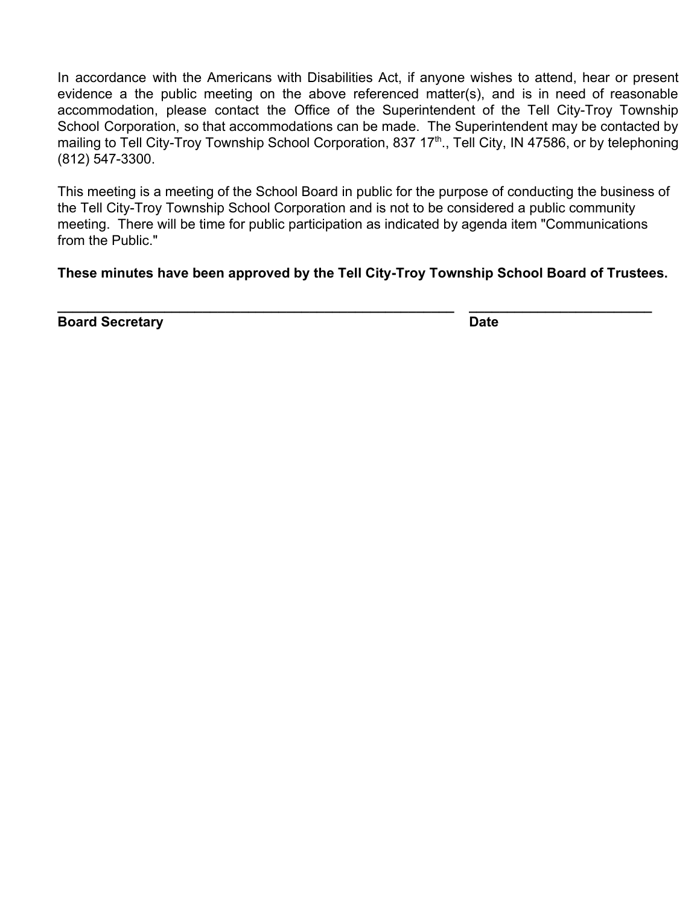In accordance with the Americans with Disabilities Act, if anyone wishes to attend, hear or present evidence a the public meeting on the above referenced matter(s), and is in need of reasonable accommodation, please contact the Office of the Superintendent of the Tell City-Troy Township School Corporation, so that accommodations can be made. The Superintendent may be contacted by mailing to Tell City-Troy Township School Corporation, 837 17th., Tell City, IN 47586, or by telephoning (812) 547-3300.

This meeting is a meeting of the School Board in public for the purpose of conducting the business of the Tell City-Troy Township School Corporation and is not to be considered a public community meeting. There will be time for public participation as indicated by agenda item "Communications from the Public."

**These minutes have been approved by the Tell City-Troy Township School Board of Trustees.**

______________________________________________________ ________________________

**Board Secretary** **Date**